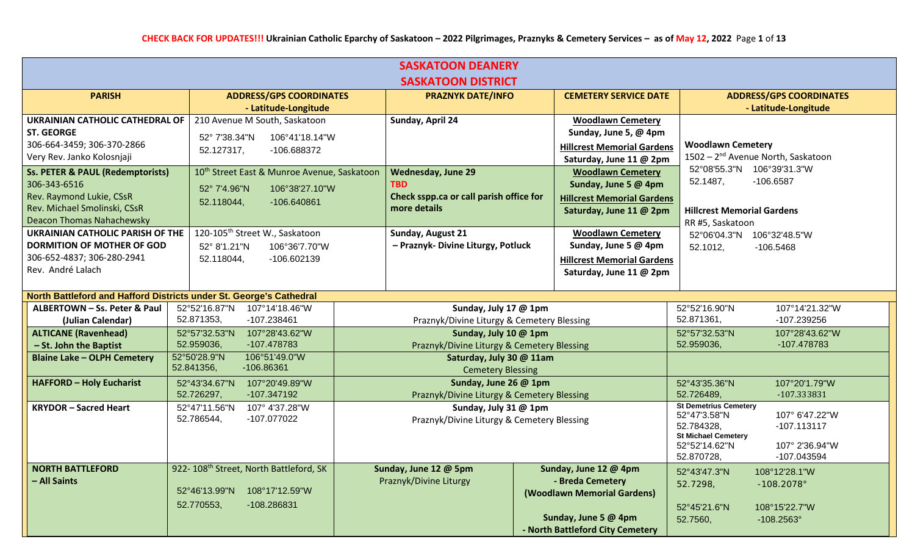**CHECK BACK FOR UPDATES!!! Ukrainian Catholic Eparchy of Saskatoon – 2022 Pilgrimages, Praznyks & Cemetery Services – as of May 12, 2022**

## SASKATOON DEANERY

### SASKATOON DISTRICT

| PARISH | ADDRESS/GPS COORDINATES - Latitude-Longitude | PRAZNYK DATE/INFO | CEMETERY SERVICE DATE | ADDRESS/GPS COORDINATES - Latitude-Longitude |
|---|---|---|---|---|
| **UKRAINIAN CATHOLIC CATHEDRAL OF ST. GEORGE** 306-664-3459; 306-370-2866 Very Rev. Janko Kolosnjaji | 210 Avenue M South, Saskatoon 52° 7'38.34"N 106°41'18.14"W 52.127317, -106.688372 | **Sunday, April 24** | **Woodlawn Cemetery** Sunday, June 5, @ 4pm **Hillcrest Memorial Gardens** Saturday, June 11 @ 2pm | **Woodlawn Cemetery** 1502 – 2nd Avenue North, Saskatoon 52°08'55.3"N 106°39'31.3"W 52.1487, -106.6587 **Hillcrest Memorial Gardens** RR #5, Saskatoon 52°06'04.3"N 106°32'48.5"W 52.1012, -106.5468 |
| **Ss. PETER & PAUL (Redemptorists)** 306-343-6516 Rev. Raymond Lukie, CSsR Rev. Michael Smolinski, CSsR Deacon Thomas Nahachewsky | 10th Street East & Munroe Avenue, Saskatoon 52° 7'4.96"N 106°38'27.10"W 52.118044, -106.640861 | **Wednesday, June 29** **TBD** **Check sspp.ca or call parish office for more details** | **Woodlawn Cemetery** Sunday, June 5 @ 4pm **Hillcrest Memorial Gardens** Saturday, June 11 @ 2pm | |
| **UKRAINIAN CATHOLIC PARISH OF THE DORMITION OF MOTHER OF GOD** 306-652-4837; 306-280-2941 Rev. André Lalach | 120-105th Street W., Saskatoon 52° 8'1.21"N 106°36'7.70"W 52.118044, -106.602139 | **Sunday, August 21** **– Praznyk- Divine Liturgy, Potluck** | **Woodlawn Cemetery** Sunday, June 5 @ 4pm **Hillcrest Memorial Gardens** Saturday, June 11 @ 2pm | |

**North Battleford and Hafford Districts under St. George's Cathedral**

| PARISH | ADDRESS/GPS COORDINATES | PRAZNYK / CEMETERY SERVICE | | CEMETERY GPS COORDINATES |
|---|---|---|---|---|
| **ALBERTOWN – Ss. Peter & Paul (Julian Calendar)** | 52°52'16.87"N 107°14'18.46"W 52.871353, -107.238461 | **Sunday, July 17 @ 1pm** Praznyk/Divine Liturgy & Cemetery Blessing | | 52°52'16.90"N 107°14'21.32"W 52.871361, -107.239256 |
| **ALTICANE (Ravenhead) – St. John the Baptist** | 52°57'32.53"N 107°28'43.62"W 52.959036, -107.478783 | **Sunday, July 10 @ 1pm** Praznyk/Divine Liturgy & Cemetery Blessing | | 52°57'32.53"N 107°28'43.62"W 52.959036, -107.478783 |
| **Blaine Lake – OLPH Cemetery** | 52°50'28.9"N 106°51'49.0"W 52.841356, -106.86361 | **Saturday, July 30 @ 11am** Cemetery Blessing | | |
| **HAFFORD – Holy Eucharist** | 52°43'34.67"N 107°20'49.89"W 52.726297, -107.347192 | **Sunday, June 26 @ 1pm** Praznyk/Divine Liturgy & Cemetery Blessing | | 52°43'35.36"N 107°20'1.79"W 52.726489, -107.333831 |
| **KRYDOR – Sacred Heart** | 52°47'11.56"N 107° 4'37.28"W 52.786544, -107.077022 | **Sunday, July 31 @ 1pm** Praznyk/Divine Liturgy & Cemetery Blessing | | **St Demetrius Cemetery** 52°47'3.58"N 107° 6'47.22"W 52.784328, -107.113117 **St Michael Cemetery** 52°52'14.62"N 107° 2'36.94"W 52.870728, -107.043594 |
| **NORTH BATTLEFORD – All Saints** | 922- 108th Street, North Battleford, SK 52°46'13.99"N 108°17'12.59"W 52.770553, -108.286831 | **Sunday, June 12 @ 5pm** Praznyk/Divine Liturgy | **Sunday, June 12 @ 4pm** **- Breda Cemetery (Woodlawn Memorial Gardens)** **Sunday, June 5 @ 4pm** **- North Battleford City Cemetery** | 52°43'47.3"N 108°12'28.1"W 52.7298, -108.2078° 52°45'21.6"N 108°15'22.7"W 52.7560, -108.2563° |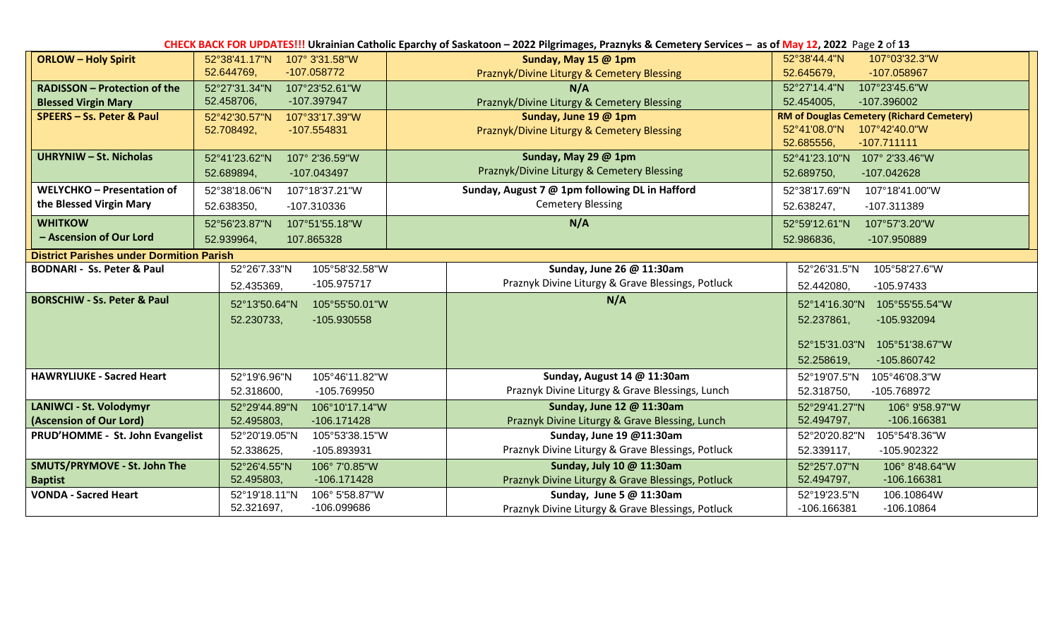**CHECK BACK FOR UPDATES!!!** Ukrainian Catholic Eparchy of Saskatoon – 2022 Pilgrimages, Praznyks & Cemetery Services – as of May 12, 2022

| Parish | Church Coordinates | Service | Cemetery Coordinates |
|---|---|---|---|
| **ORLOW – Holy Spirit** | 52°38'41.17"N 107° 3'31.58"W<br>52.644769, -107.058772 | **Sunday, May 15 @ 1pm**<br>Praznyk/Divine Liturgy & Cemetery Blessing | 52°38'44.4"N 107°03'32.3"W<br>52.645679, -107.058967 |
| **RADISSON – Protection of the Blessed Virgin Mary** | 52°27'31.34"N 107°23'52.61"W<br>52.458706, -107.397947 | **N/A**<br>Praznyk/Divine Liturgy & Cemetery Blessing | 52°27'14.4"N 107°23'45.6"W<br>52.454005, -107.396002 |
| **SPEERS – Ss. Peter & Paul** | 52°42'30.57"N 107°33'17.39"W<br>52.708492, -107.554831 | **Sunday, June 19 @ 1pm**<br>Praznyk/Divine Liturgy & Cemetery Blessing | **RM of Douglas Cemetery (Richard Cemetery)**<br>52°41'08.0"N 107°42'40.0"W<br>52.685556, -107.711111 |
| **UHRYNIW – St. Nicholas** | 52°41'23.62"N 107° 2'36.59"W<br>52.689894, -107.043497 | **Sunday, May 29 @ 1pm**<br>Praznyk/Divine Liturgy & Cemetery Blessing | 52°41'23.10"N 107° 2'33.46"W<br>52.689750, -107.042628 |
| **WELYCHKO – Presentation of the Blessed Virgin Mary** | 52°38'18.06"N 107°18'37.21"W<br>52.638350, -107.310336 | **Sunday, August 7 @ 1pm following DL in Hafford**<br>Cemetery Blessing | 52°38'17.69"N 107°18'41.00"W<br>52.638247, -107.311389 |
| **WHITKOW – Ascension of Our Lord** | 52°56'23.87"N 107°51'55.18"W<br>52.939964, 107.865328 | **N/A** | 52°59'12.61"N 107°57'3.20"W<br>52.986836, -107.950889 |
| **District Parishes under Dormition Parish** | | | |
| **BODNARI - Ss. Peter & Paul** | 52°26'7.33"N 105°58'32.58"W<br>52.435369, -105.975717 | **Sunday, June 26 @ 11:30am**<br>Praznyk Divine Liturgy & Grave Blessings, Potluck | 52°26'31.5"N 105°58'27.6"W<br>52.442080, -105.97433 |
| **BORSCHIW - Ss. Peter & Paul** | 52°13'50.64"N 105°55'50.01"W<br>52.230733, -105.930558 | **N/A** | 52°14'16.30"N 105°55'55.54"W<br>52.237861, -105.932094<br><br>52°15'31.03"N 105°51'38.67"W<br>52.258619, -105.860742 |
| **HAWRYLIUKE - Sacred Heart** | 52°19'6.96"N 105°46'11.82"W<br>52.318600, -105.769950 | **Sunday, August 14 @ 11:30am**<br>Praznyk Divine Liturgy & Grave Blessings, Lunch | 52°19'07.5"N 105°46'08.3"W<br>52.318750, -105.768972 |
| **LANIWCI - St. Volodymyr (Ascension of Our Lord)** | 52°29'44.89"N 106°10'17.14"W<br>52.495803, -106.171428 | **Sunday, June 12 @ 11:30am**<br>Praznyk Divine Liturgy & Grave Blessing, Lunch | 52°29'41.27"N 106° 9'58.97"W<br>52.494797, -106.166381 |
| **PRUD'HOMME - St. John Evangelist** | 52°20'19.05"N 105°53'38.15"W<br>52.338625, -105.893931 | **Sunday, June 19 @11:30am**<br>Praznyk Divine Liturgy & Grave Blessings, Potluck | 52°20'20.82"N 105°54'8.36"W<br>52.339117, -105.902322 |
| **SMUTS/PRYMOVE - St. John The Baptist** | 52°26'4.55"N 106° 7'0.85"W<br>52.495803, -106.171428 | **Sunday, July 10 @ 11:30am**<br>Praznyk Divine Liturgy & Grave Blessings, Potluck | 52°25'7.07"N 106° 8'48.64"W<br>52.494797, -106.166381 |
| **VONDA - Sacred Heart** | 52°19'18.11"N 106° 5'58.87"W<br>52.321697, -106.099686 | **Sunday, June 5 @ 11:30am**<br>Praznyk Divine Liturgy & Grave Blessings, Potluck | 52°19'23.5"N 106.10864W<br>-106.166381 -106.10864 |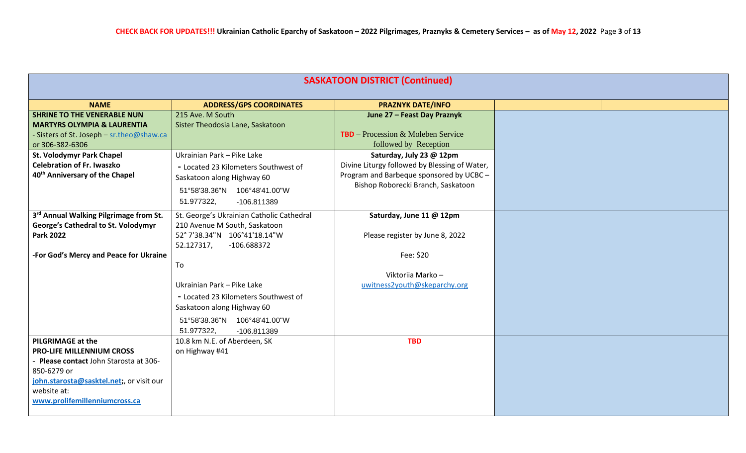| SASKATOON DISTRICT (Continued) | | | | |
|---|---|---|---|---|
| **NAME** | **ADDRESS/GPS COORDINATES** | **PRAZNYK DATE/INFO** | | |
| **SHRINE TO THE VENERABLE NUN MARTYRS OLYMPIA & LAURENTIA** - Sisters of St. Joseph – sr.theo@shaw.ca or 306-382-6306 | 215 Ave. M South Sister Theodosia Lane, Saskatoon | **June 27 – Feast Day Praznyk** TBD – Procession & Moleben Service followed by Reception | | |
| **St. Volodymyr Park Chapel Celebration of Fr. Iwaszko 40th Anniversary of the Chapel** | Ukrainian Park – Pike Lake - Located 23 Kilometers Southwest of Saskatoon along Highway 60 51°58'38.36"N 106°48'41.00"W 51.977322, -106.811389 | **Saturday, July 23 @ 12pm** Divine Liturgy followed by Blessing of Water, Program and Barbeque sponsored by UCBC – Bishop Roborecki Branch, Saskatoon | | |
| **3rd Annual Walking Pilgrimage from St. George's Cathedral to St. Volodymyr Park 2022** **-For God's Mercy and Peace for Ukraine** | St. George's Ukrainian Catholic Cathedral 210 Avenue M South, Saskatoon 52° 7'38.34"N 106°41'18.14"W 52.127317, -106.688372 To Ukrainian Park – Pike Lake - Located 23 Kilometers Southwest of Saskatoon along Highway 60 51°58'38.36"N 106°48'41.00"W 51.977322, -106.811389 | **Saturday, June 11 @ 12pm** Please register by June 8, 2022 Fee: $20 Viktoriia Marko – uwitness2youth@skeparchy.org | | |
| **PILGRIMAGE at the PRO-LIFE MILLENNIUM CROSS** - **Please contact** John Starosta at 306-850-6279 or **john.starosta@sasktel.net**;, or visit our website at: **www.prolifemillenniumcross.ca** | 10.8 km N.E. of Aberdeen, SK on Highway #41 | **TBD** | | |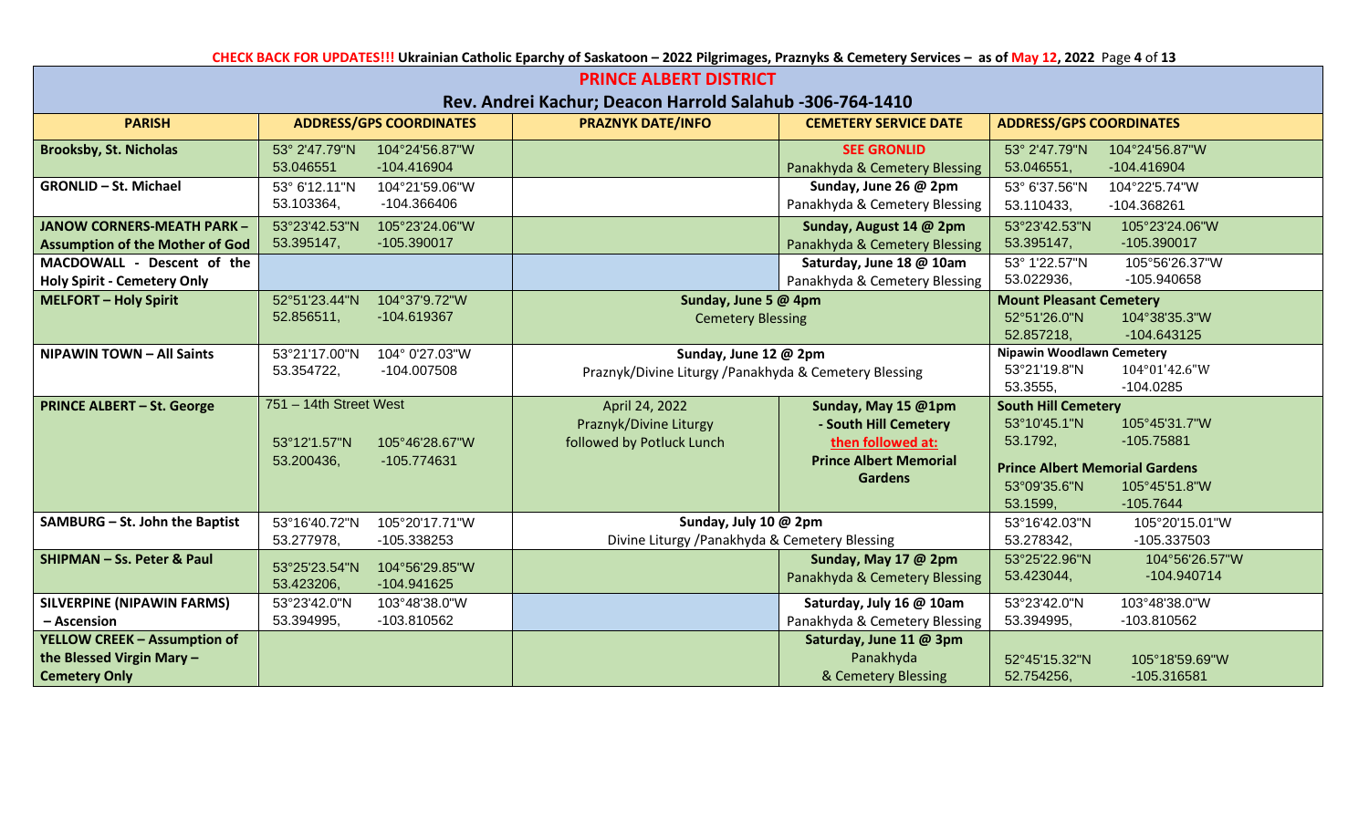**CHECK BACK FOR UPDATES!!!** Ukrainian Catholic Eparchy of Saskatoon – 2022 Pilgrimages, Praznyks & Cemetery Services – as of May 12, 2022

## PRINCE ALBERT DISTRICT

### Rev. Andrei Kachur; Deacon Harrold Salahub -306-764-1410

| PARISH | ADDRESS/GPS COORDINATES | PRAZNYK DATE/INFO | CEMETERY SERVICE DATE | ADDRESS/GPS COORDINATES |
|---|---|---|---|---|
| **Brooksby, St. Nicholas** | 53° 2'47.79"N 104°24'56.87"W<br>53.046551 -104.416904 | | **SEE GRONLID**<br>Panakhyda & Cemetery Blessing | 53° 2'47.79"N 104°24'56.87"W<br>53.046551, -104.416904 |
| **GRONLID – St. Michael** | 53° 6'12.11"N 104°21'59.06"W<br>53.103364, -104.366406 | | **Sunday, June 26 @ 2pm**<br>Panakhyda & Cemetery Blessing | 53° 6'37.56"N 104°22'5.74"W<br>53.110433, -104.368261 |
| **JANOW CORNERS-MEATH PARK – Assumption of the Mother of God** | 53°23'42.53"N 105°23'24.06"W<br>53.395147, -105.390017 | | **Sunday, August 14 @ 2pm**<br>Panakhyda & Cemetery Blessing | 53°23'42.53"N 105°23'24.06"W<br>53.395147, -105.390017 |
| **MACDOWALL - Descent of the Holy Spirit - Cemetery Only** | | | **Saturday, June 18 @ 10am**<br>Panakhyda & Cemetery Blessing | 53° 1'22.57"N 105°56'26.37"W<br>53.022936, -105.940658 |
| **MELFORT – Holy Spirit** | 52°51'23.44"N 104°37'9.72"W<br>52.856511, -104.619367 | **Sunday, June 5 @ 4pm**<br>Cemetery Blessing | | **Mount Pleasant Cemetery**<br>52°51'26.0"N 104°38'35.3"W<br>52.857218, -104.643125 |
| **NIPAWIN TOWN – All Saints** | 53°21'17.00"N 104° 0'27.03"W<br>53.354722, -104.007508 | **Sunday, June 12 @ 2pm**<br>Praznyk/Divine Liturgy /Panakhyda & Cemetery Blessing | | **Nipawin Woodlawn Cemetery**<br>53°21'19.8"N 104°01'42.6"W<br>53.3555, -104.0285 |
| **PRINCE ALBERT – St. George** | 751 – 14th Street West<br>53°12'1.57"N 105°46'28.67"W<br>53.200436, -105.774631 | April 24, 2022<br>Praznyk/Divine Liturgy<br>followed by Potluck Lunch | **Sunday, May 15 @1pm**<br>**- South Hill Cemetery**<br>**then followed at:**<br>**Prince Albert Memorial Gardens** | **South Hill Cemetery**<br>53°10'45.1"N 105°45'31.7"W<br>53.1792, -105.75881<br>**Prince Albert Memorial Gardens**<br>53°09'35.6"N 105°45'51.8"W<br>53.1599, -105.7644 |
| **SAMBURG – St. John the Baptist** | 53°16'40.72"N 105°20'17.71"W<br>53.277978, -105.338253 | **Sunday, July 10 @ 2pm**<br>Divine Liturgy /Panakhyda & Cemetery Blessing | | 53°16'42.03"N 105°20'15.01"W<br>53.278342, -105.337503 |
| **SHIPMAN – Ss. Peter & Paul** | 53°25'23.54"N 104°56'29.85"W<br>53.423206, -104.941625 | | **Sunday, May 17 @ 2pm**<br>Panakhyda & Cemetery Blessing | 53°25'22.96"N 104°56'26.57"W<br>53.423044, -104.940714 |
| **SILVERPINE (NIPAWIN FARMS) – Ascension** | 53°23'42.0"N 103°48'38.0"W<br>53.394995, -103.810562 | | **Saturday, July 16 @ 10am**<br>Panakhyda & Cemetery Blessing | 53°23'42.0"N 103°48'38.0"W<br>53.394995, -103.810562 |
| **YELLOW CREEK – Assumption of the Blessed Virgin Mary – Cemetery Only** | | | **Saturday, June 11 @ 3pm**<br>Panakhyda<br>& Cemetery Blessing | 52°45'15.32"N 105°18'59.69"W<br>52.754256, -105.316581 |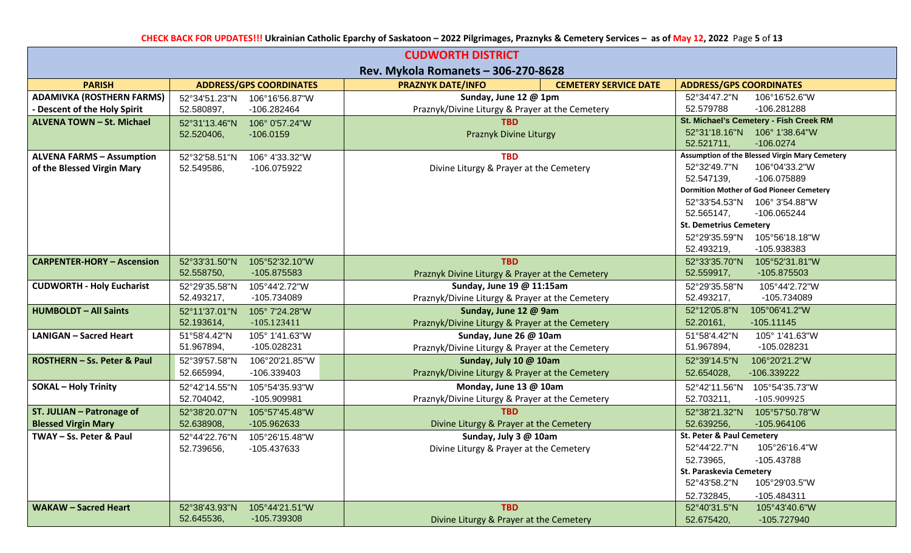## CUDWORTH DISTRICT

### Rev. Mykola Romanets – 306-270-8628

| PARISH | ADDRESS/GPS COORDINATES | PRAZNYK DATE/INFO | CEMETERY SERVICE DATE | ADDRESS/GPS COORDINATES |
|---|---|---|---|---|
| **ADAMIVKA (ROSTHERN FARMS) - Descent of the Holy Spirit** | 52°34'51.23"N 106°16'56.87"W<br>52.580897, -106.282464 | **Sunday, June 12 @ 1pm**<br>Praznyk/Divine Liturgy & Prayer at the Cemetery | | 52°34'47.2"N 106°16'52.6"W<br>52.579788 -106.281288 |
| **ALVENA TOWN – St. Michael** | 52°31'13.46"N 106° 0'57.24"W<br>52.520406, -106.0159 | **TBD**<br>Praznyk Divine Liturgy | | **St. Michael's Cemetery - Fish Creek RM**<br>52°31'18.16"N 106° 1'38.64"W<br>52.521711, -106.0274 |
| **ALVENA FARMS – Assumption of the Blessed Virgin Mary** | 52°32'58.51"N 106° 4'33.32"W<br>52.549586, -106.075922 | **TBD**<br>Divine Liturgy & Prayer at the Cemetery | | **Assumption of the Blessed Virgin Mary Cemetery**<br>52°32'49.7"N 106°04'33.2"W<br>52.547139, -106.075889<br>**Dormition Mother of God Pioneer Cemetery**<br>52°33'54.53"N 106° 3'54.88"W<br>52.565147, -106.065244<br>**St. Demetrius Cemetery**<br>52°29'35.59"N 105°56'18.18"W<br>52.493219, -105.938383 |
| **CARPENTER-HORY – Ascension** | 52°33'31.50"N 105°52'32.10"W<br>52.558750, -105.875583 | **TBD**<br>Praznyk Divine Liturgy & Prayer at the Cemetery | | 52°33'35.70"N 105°52'31.81"W<br>52.559917, -105.875503 |
| **CUDWORTH - Holy Eucharist** | 52°29'35.58"N 105°44'2.72"W<br>52.493217, -105.734089 | **Sunday, June 19 @ 11:15am**<br>Praznyk/Divine Liturgy & Prayer at the Cemetery | | 52°29'35.58"N 105°44'2.72"W<br>52.493217, -105.734089 |
| **HUMBOLDT – All Saints** | 52°11'37.01"N 105° 7'24.28"W<br>52.193614, -105.123411 | **Sunday, June 12 @ 9am**<br>Praznyk/Divine Liturgy & Prayer at the Cemetery | | 52°12'05.8"N 105°06'41.2"W<br>52.20161, -105.11145 |
| **LANIGAN – Sacred Heart** | 51°58'4.42"N 105° 1'41.63"W<br>51.967894, -105.028231 | **Sunday, June 26 @ 10am**<br>Praznyk/Divine Liturgy & Prayer at the Cemetery | | 51°58'4.42"N 105° 1'41.63"W<br>51.967894, -105.028231 |
| **ROSTHERN – Ss. Peter & Paul** | 52°39'57.58"N 106°20'21.85"W<br>52.665994, -106.339403 | **Sunday, July 10 @ 10am**<br>Praznyk/Divine Liturgy & Prayer at the Cemetery | | 52°39'14.5"N 106°20'21.2"W<br>52.654028, -106.339222 |
| **SOKAL – Holy Trinity** | 52°42'14.55"N 105°54'35.93"W<br>52.704042, -105.909981 | **Monday, June 13 @ 10am**<br>Praznyk/Divine Liturgy & Prayer at the Cemetery | | 52°42'11.56"N 105°54'35.73"W<br>52.703211, -105.909925 |
| **ST. JULIAN – Patronage of Blessed Virgin Mary** | 52°38'20.07"N 105°57'45.48"W<br>52.638908, -105.962633 | **TBD**<br>Divine Liturgy & Prayer at the Cemetery | | 52°38'21.32"N 105°57'50.78"W<br>52.639256, -105.964106 |
| **TWAY – Ss. Peter & Paul** | 52°44'22.76"N 105°26'15.48"W<br>52.739656, -105.437633 | **Sunday, July 3 @ 10am**<br>Divine Liturgy & Prayer at the Cemetery | | **St. Peter & Paul Cemetery**<br>52°44'22.7"N 105°26'16.4"W<br>52.73965, -105.43788<br>**St. Paraskevia Cemetery**<br>52°43'58.2"N 105°29'03.5"W<br>52.732845, -105.484311 |
| **WAKAW – Sacred Heart** | 52°38'43.93"N 105°44'21.51"W<br>52.645536, -105.739308 | **TBD**<br>Divine Liturgy & Prayer at the Cemetery | | 52°40'31.5"N 105°43'40.6"W<br>52.675420, -105.727940 |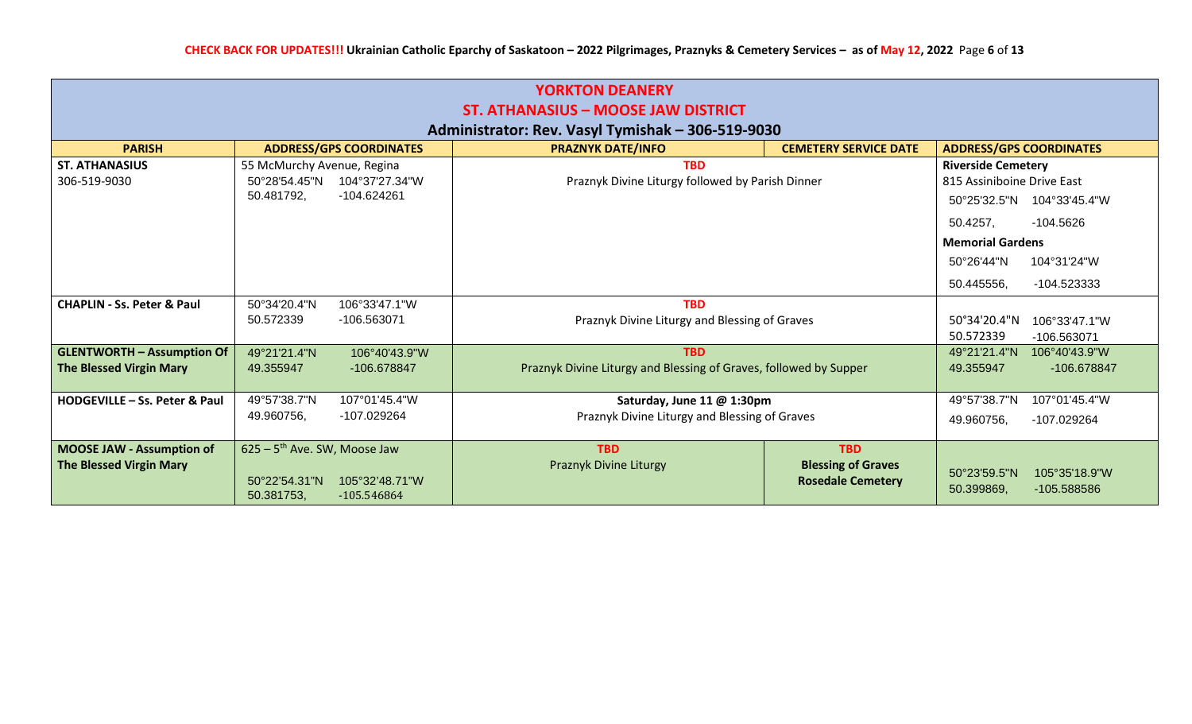## YORKTON DEANERY

## ST. ATHANASIUS – MOOSE JAW DISTRICT

### Administrator: Rev. Vasyl Tymishak – 306-519-9030

| PARISH | ADDRESS/GPS COORDINATES | PRAZNYK DATE/INFO | CEMETERY SERVICE DATE | ADDRESS/GPS COORDINATES |
|---|---|---|---|---|
| **ST. ATHANASIUS** 306-519-9030 | 55 McMurchy Avenue, Regina 50°28'54.45"N 104°37'27.34"W 50.481792, -104.624261 | **TBD** Praznyk Divine Liturgy followed by Parish Dinner | | **Riverside Cemetery** 815 Assiniboine Drive East 50°25'32.5"N 104°33'45.4"W 50.4257, -104.5626 **Memorial Gardens** 50°26'44"N 104°31'24"W 50.445556, -104.523333 |
| **CHAPLIN - Ss. Peter & Paul** | 50°34'20.4"N 106°33'47.1"W 50.572339 -106.563071 | **TBD** Praznyk Divine Liturgy and Blessing of Graves | | 50°34'20.4"N 106°33'47.1"W 50.572339 -106.563071 |
| **GLENTWORTH – Assumption Of The Blessed Virgin Mary** | 49°21'21.4"N 106°40'43.9"W 49.355947 -106.678847 | **TBD** Praznyk Divine Liturgy and Blessing of Graves, followed by Supper | | 49°21'21.4"N 106°40'43.9"W 49.355947 -106.678847 |
| **HODGEVILLE – Ss. Peter & Paul** | 49°57'38.7"N 107°01'45.4"W 49.960756, -107.029264 | **Saturday, June 11 @ 1:30pm** Praznyk Divine Liturgy and Blessing of Graves | | 49°57'38.7"N 107°01'45.4"W 49.960756, -107.029264 |
| **MOOSE JAW - Assumption of The Blessed Virgin Mary** | 625 – 5th Ave. SW, Moose Jaw 50°22'54.31"N 105°32'48.71"W 50.381753, -105.546864 | **TBD** Praznyk Divine Liturgy | **TBD** **Blessing of Graves** **Rosedale Cemetery** | 50°23'59.5"N 105°35'18.9"W 50.399869, -105.588586 |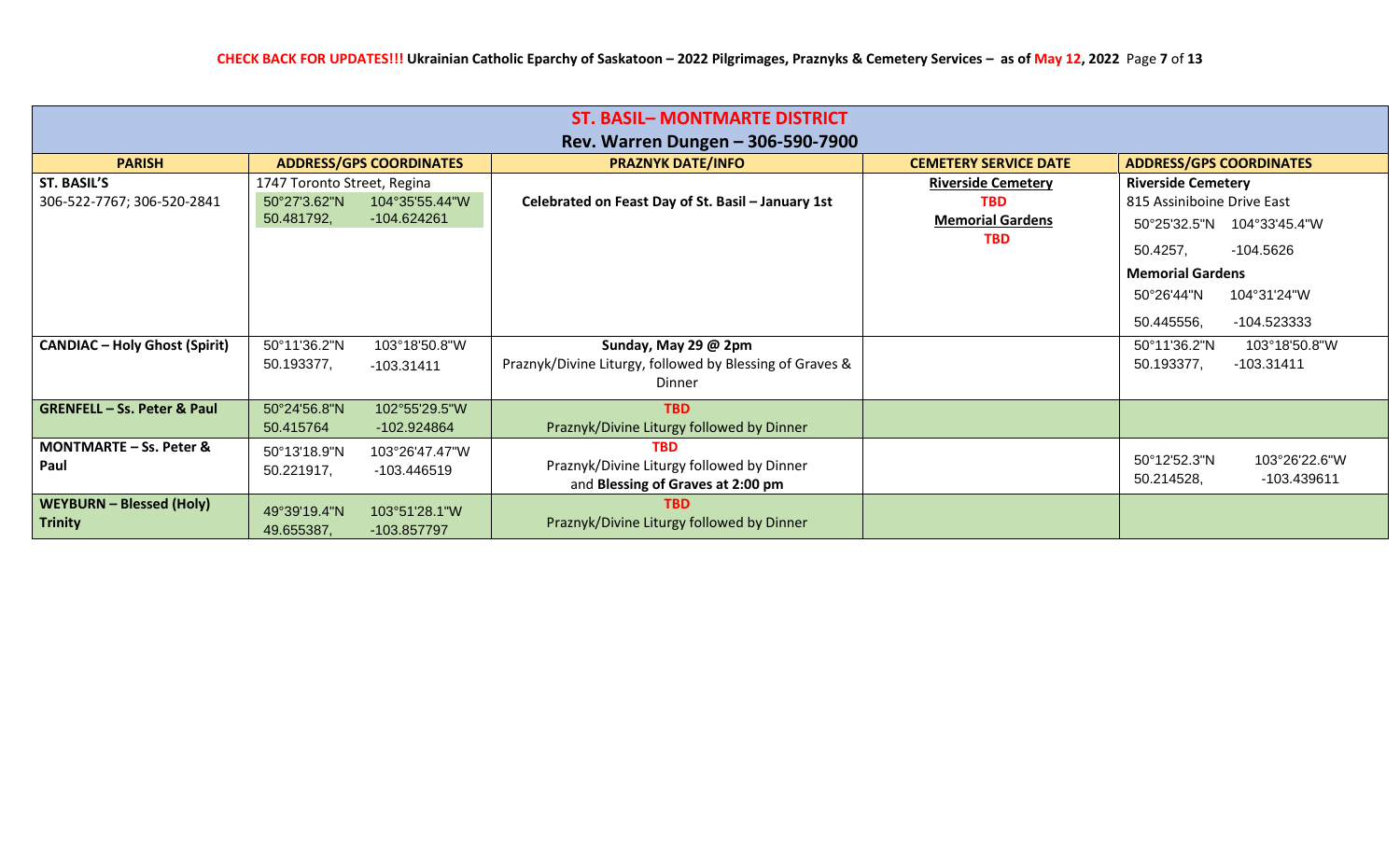| ST. BASIL– MONTMARTE DISTRICT<br>Rev. Warren Dungen – 306-590-7900 | | | | |
|---|---|---|---|---|
| **PARISH** | **ADDRESS/GPS COORDINATES** | **PRAZNYK DATE/INFO** | **CEMETERY SERVICE DATE** | **ADDRESS/GPS COORDINATES** |
| **ST. BASIL'S**<br>306-522-7767; 306-520-2841 | 1747 Toronto Street, Regina<br>50°27'3.62"N 104°35'55.44"W<br>50.481792, -104.624261 | **Celebrated on Feast Day of St. Basil – January 1st** | **Riverside Cemetery**<br>**TBD**<br>**Memorial Gardens**<br>**TBD** | **Riverside Cemetery**<br>815 Assiniboine Drive East<br>50°25'32.5"N 104°33'45.4"W<br>50.4257, -104.5626<br>**Memorial Gardens**<br>50°26'44"N 104°31'24"W<br>50.445556, -104.523333 |
| **CANDIAC – Holy Ghost (Spirit)** | 50°11'36.2"N 103°18'50.8"W<br>50.193377, -103.31411 | **Sunday, May 29 @ 2pm**<br>Praznyk/Divine Liturgy, followed by Blessing of Graves & Dinner | | 50°11'36.2"N 103°18'50.8"W<br>50.193377, -103.31411 |
| **GRENFELL – Ss. Peter & Paul** | 50°24'56.8"N 102°55'29.5"W<br>50.415764 -102.924864 | **TBD**<br>Praznyk/Divine Liturgy followed by Dinner | | |
| **MONTMARTE – Ss. Peter & Paul** | 50°13'18.9"N 103°26'47.47"W<br>50.221917, -103.446519 | **TBD**<br>Praznyk/Divine Liturgy followed by Dinner and **Blessing of Graves at 2:00 pm** | | 50°12'52.3"N 103°26'22.6"W<br>50.214528, -103.439611 |
| **WEYBURN – Blessed (Holy) Trinity** | 49°39'19.4"N 103°51'28.1"W<br>49.655387, -103.857797 | **TBD**<br>Praznyk/Divine Liturgy followed by Dinner | | |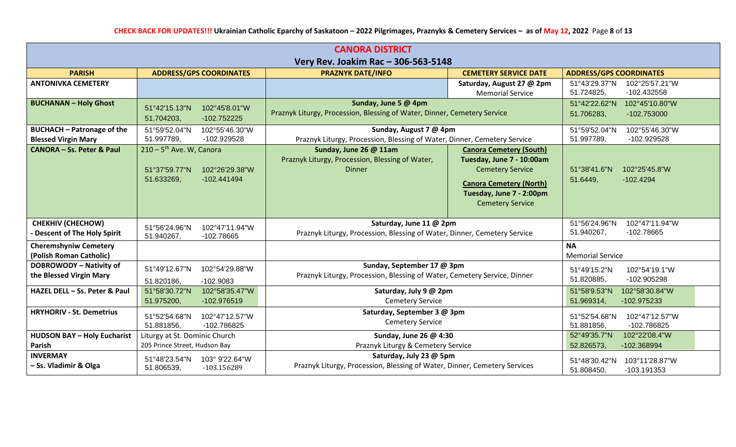**CHECK BACK FOR UPDATES!!!** Ukrainian Catholic Eparchy of Saskatoon – 2022 Pilgrimages, Praznyks & Cemetery Services – as of May 12, 2022

## CANORA DISTRICT

### Very Rev. Joakim Rac – 306-563-5148

| PARISH | ADDRESS/GPS COORDINATES | PRAZNYK DATE/INFO | CEMETERY SERVICE DATE | ADDRESS/GPS COORDINATES |
|---|---|---|---|---|
| **ANTONIVKA CEMETERY** | | | **Saturday, August 27 @ 2pm** Memorial Service | 51°43'29.37"N 102°25'57.21"W 51.724825, -102.432558 |
| **BUCHANAN – Holy Ghost** | 51°42'15.13"N 102°45'8.01"W 51.704203, -102.752225 | **Sunday, June 5 @ 4pm** Praznyk Liturgy, Procession, Blessing of Water, Dinner, Cemetery Service | | 51°42'22.62"N 102°45'10.80"W 51.706283, -102.753000 |
| **BUCHACH – Patronage of the Blessed Virgin Mary** | 51°59'52.04"N 102°55'46.30"W 51.997789, -102.929528 | **Sunday, August 7 @ 4pm** Praznyk Liturgy, Procession, Blessing of Water, Dinner, Cemetery Service | | 51°59'52.04"N 102°55'46.30"W 51.997789, -102.929528 |
| **CANORA – Ss. Peter & Paul** | 210 – 5th Ave. W, Canora 51°37'59.77"N 102°26'29.38"W 51.633269, -102.441494 | **Sunday, June 26 @ 11am** Praznyk Liturgy, Procession, Blessing of Water, Dinner | **Canora Cemetery (South)** **Tuesday, June 7 - 10:00am** Cemetery Service **Canora Cemetery (North)** **Tuesday, June 7 - 2:00pm** Cemetery Service | 51°38'41.6"N 102°25'45.8"W 51.6449, -102.4294 |
| **CHEKHIV (CHECHOW) - Descent of The Holy Spirit** | 51°56'24.96"N 102°47'11.94"W 51.940267, -102.78665 | **Saturday, June 11 @ 2pm** Praznyk Liturgy, Procession, Blessing of Water, Dinner, Cemetery Service | | 51°56'24.96"N 102°47'11.94"W 51.940267, -102.78665 |
| **Cheremshyniw Cemetery (Polish Roman Catholic)** | | | | **NA** Memorial Service |
| **DOBROWODY – Nativity of the Blessed Virgin Mary** | 51°49'12.67"N 102°54'29.88"W 51.820186, -102.9083 | **Sunday, September 17 @ 3pm** Praznyk Liturgy, Procession, Blessing of Water, Cemetery Service, Dinner | | 51°49'15.2"N 102°54'19.1"W 51.820885, -102.905298 |
| **HAZEL DELL – Ss. Peter & Paul** | 51°58'30.72"N 102°58'35.47"W 51.975200, -102.976519 | **Saturday, July 9 @ 2pm** Cemetery Service | | 51°58'9.53"N 102°58'30.84"W 51.969314, -102.975233 |
| **HRYHORIV - St. Demetrius** | 51°52'54.68"N 102°47'12.57"W 51.881856, -102.786825 | **Saturday, September 3 @ 3pm** Cemetery Service | | 51°52'54.68"N 102°47'12.57"W 51.881856, -102.786825 |
| **HUDSON BAY – Holy Eucharist Parish** | Liturgy at St. Dominic Church 205 Prince Street, Hudson Bay | **Sunday, June 26 @ 4:30** Praznyk Liturgy & Cemetery Service | | 52°49'35.7"N 102°22'08.4"W 52.826573, -102.368994 |
| **INVERMAY – Ss. Vladimir & Olga** | 51°48'23.54"N 103° 9'22.64"W 51.806539, -103.156289 | **Saturday, July 23 @ 5pm** Praznyk Liturgy, Procession, Blessing of Water, Dinner, Cemetery Services | | 51°48'30.42"N 103°11'28.87"W 51.808450, -103.191353 |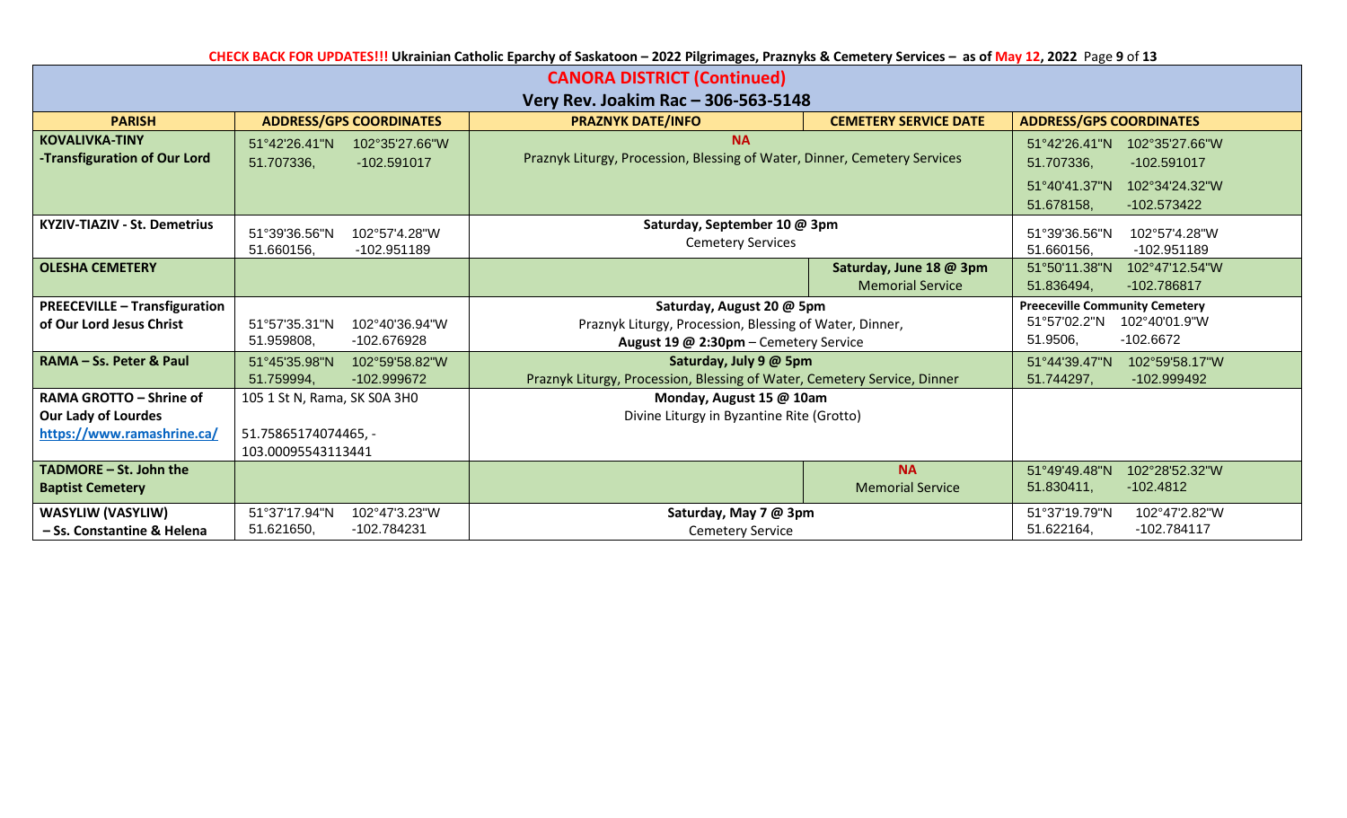**CHECK BACK FOR UPDATES!!!** Ukrainian Catholic Eparchy of Saskatoon – 2022 Pilgrimages, Praznyks & Cemetery Services – as of May 12, 2022

## CANORA DISTRICT (Continued)

### Very Rev. Joakim Rac – 306-563-5148

| PARISH | ADDRESS/GPS COORDINATES | PRAZNYK DATE/INFO | CEMETERY SERVICE DATE | ADDRESS/GPS COORDINATES |
|---|---|---|---|---|
| **KOVALIVKA-TINY -Transfiguration of Our Lord** | 51°42'26.41"N 102°35'27.66"W 51.707336, -102.591017 | **NA** Praznyk Liturgy, Procession, Blessing of Water, Dinner, Cemetery Services | | 51°42'26.41"N 102°35'27.66"W 51.707336, -102.591017 51°40'41.37"N 102°34'24.32"W 51.678158, -102.573422 |
| **KYZIV-TIAZIV - St. Demetrius** | 51°39'36.56"N 102°57'4.28"W 51.660156, -102.951189 | **Saturday, September 10 @ 3pm** Cemetery Services | | 51°39'36.56"N 102°57'4.28"W 51.660156, -102.951189 |
| **OLESHA CEMETERY** | | | **Saturday, June 18 @ 3pm** Memorial Service | 51°50'11.38"N 102°47'12.54"W 51.836494, -102.786817 |
| **PREECEVILLE – Transfiguration of Our Lord Jesus Christ** | 51°57'35.31"N 102°40'36.94"W 51.959808, -102.676928 | **Saturday, August 20 @ 5pm** Praznyk Liturgy, Procession, Blessing of Water, Dinner, **August 19 @ 2:30pm** – Cemetery Service | | **Preeceville Community Cemetery** 51°57'02.2"N 102°40'01.9"W 51.9506, -102.6672 |
| **RAMA – Ss. Peter & Paul** | 51°45'35.98"N 102°59'58.82"W 51.759994, -102.999672 | **Saturday, July 9 @ 5pm** Praznyk Liturgy, Procession, Blessing of Water, Cemetery Service, Dinner | | 51°44'39.47"N 102°59'58.17"W 51.744297, -102.999492 |
| **RAMA GROTTO – Shrine of Our Lady of Lourdes** https://www.ramashrine.ca/ | 105 1 St N, Rama, SK S0A 3H0 51.75865174074465, -103.00095543113441 | **Monday, August 15 @ 10am** Divine Liturgy in Byzantine Rite (Grotto) | | |
| **TADMORE – St. John the Baptist Cemetery** | | | **NA** Memorial Service | 51°49'49.48"N 102°28'52.32"W 51.830411, -102.4812 |
| **WASYLIW (VASYLIW) – Ss. Constantine & Helena** | 51°37'17.94"N 102°47'3.23"W 51.621650, -102.784231 | **Saturday, May 7 @ 3pm** Cemetery Service | | 51°37'19.79"N 102°47'2.82"W 51.622164, -102.784117 |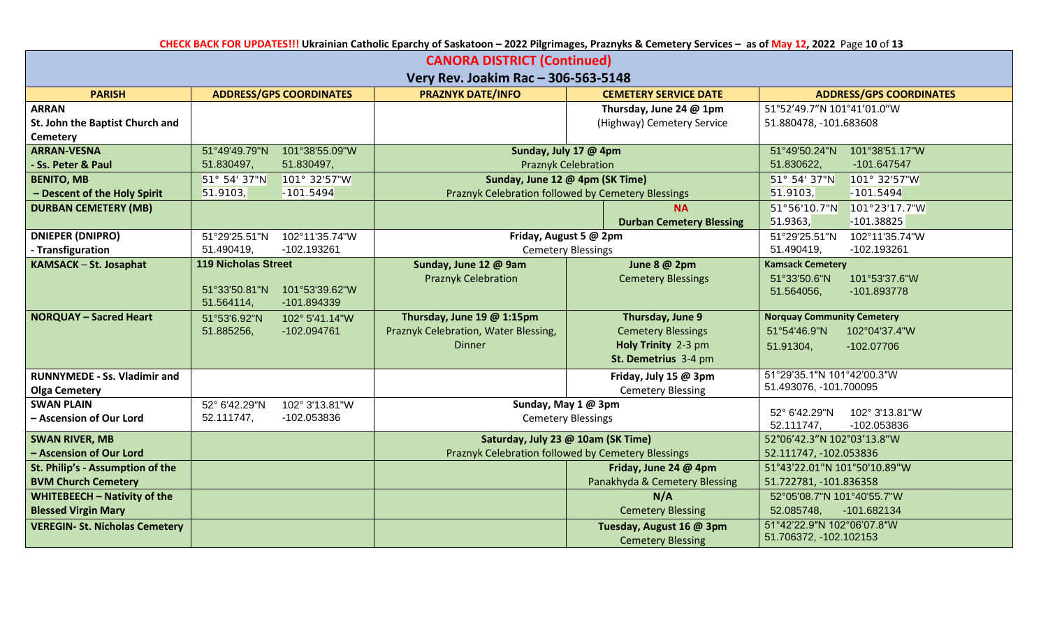## CANORA DISTRICT (Continued)

### Very Rev. Joakim Rac – 306-563-5148

| PARISH | ADDRESS/GPS COORDINATES | PRAZNYK DATE/INFO | CEMETERY SERVICE DATE | ADDRESS/GPS COORDINATES |
|---|---|---|---|---|
| **ARRAN** St. John the Baptist Church and Cemetery | | | Thursday, June 24 @ 1pm (Highway) Cemetery Service | 51°52'49.7"N 101°41'01.0"W 51.880478, -101.683608 |
| **ARRAN-VESNA - Ss. Peter & Paul** | 51°49'49.79"N 101°38'55.09"W 51.830497, 51.830497, | **Sunday, July 17 @ 4pm** Praznyk Celebration | | 51°49'50.24"N 101°38'51.17"W 51.830622, -101.647547 |
| **BENITO, MB – Descent of the Holy Spirit** | 51° 54' 37"N 101° 32'57"W 51.9103, -101.5494 | **Sunday, June 12 @ 4pm (SK Time)** Praznyk Celebration followed by Cemetery Blessings | | 51° 54' 37"N 101° 32'57"W 51.9103, -101.5494 |
| **DURBAN CEMETERY (MB)** | | | **NA** **Durban Cemetery Blessing** | 51°56'10.7"N 101°23'17.7"W 51.9363, -101.38825 |
| **DNIEPER (DNIPRO) - Transfiguration** | 51°29'25.51"N 102°11'35.74"W 51.490419, -102.193261 | **Friday, August 5 @ 2pm** Cemetery Blessings | | 51°29'25.51"N 102°11'35.74"W 51.490419, -102.193261 |
| **KAMSACK – St. Josaphat** | **119 Nicholas Street** 51°33'50.81"N 101°53'39.62"W 51.564114, -101.894339 | **Sunday, June 12 @ 9am** Praznyk Celebration | **June 8 @ 2pm** Cemetery Blessings | **Kamsack Cemetery** 51°33'50.6"N 101°53'37.6"W 51.564056, -101.893778 |
| **NORQUAY – Sacred Heart** | 51°53'6.92"N 102° 5'41.14"W 51.885256, -102.094761 | **Thursday, June 19 @ 1:15pm** Praznyk Celebration, Water Blessing, Dinner | **Thursday, June 9** Cemetery Blessings **Holy Trinity** 2-3 pm **St. Demetrius** 3-4 pm | **Norquay Community Cemetery** 51°54'46.9"N 102°04'37.4"W 51.91304, -102.07706 |
| **RUNNYMEDE - Ss. Vladimir and Olga Cemetery** | | | **Friday, July 15 @ 3pm** Cemetery Blessing | 51°29'35.1"N 101°42'00.3"W 51.493076, -101.700095 |
| **SWAN PLAIN – Ascension of Our Lord** | 52° 6'42.29"N 102° 3'13.81"W 52.111747, -102.053836 | **Sunday, May 1 @ 3pm** Cemetery Blessings | | 52° 6'42.29"N 102° 3'13.81"W 52.111747, -102.053836 |
| **SWAN RIVER, MB – Ascension of Our Lord** | | **Saturday, July 23 @ 10am (SK Time)** Praznyk Celebration followed by Cemetery Blessings | | 52°06'42.3"N 102°03'13.8"W 52.111747, -102.053836 |
| **St. Philip's - Assumption of the BVM Church Cemetery** | | | **Friday, June 24 @ 4pm** Panakhyda & Cemetery Blessing | 51°43'22.01"N 101°50'10.89"W 51.722781, -101.836358 |
| **WHITEBEECH – Nativity of the Blessed Virgin Mary** | | | **N/A** Cemetery Blessing | 52°05'08.7"N 101°40'55.7"W 52.085748, -101.682134 |
| **VEREGIN- St. Nicholas Cemetery** | | | **Tuesday, August 16 @ 3pm** Cemetery Blessing | 51°42'22.9"N 102°06'07.8"W 51.706372, -102.102153 |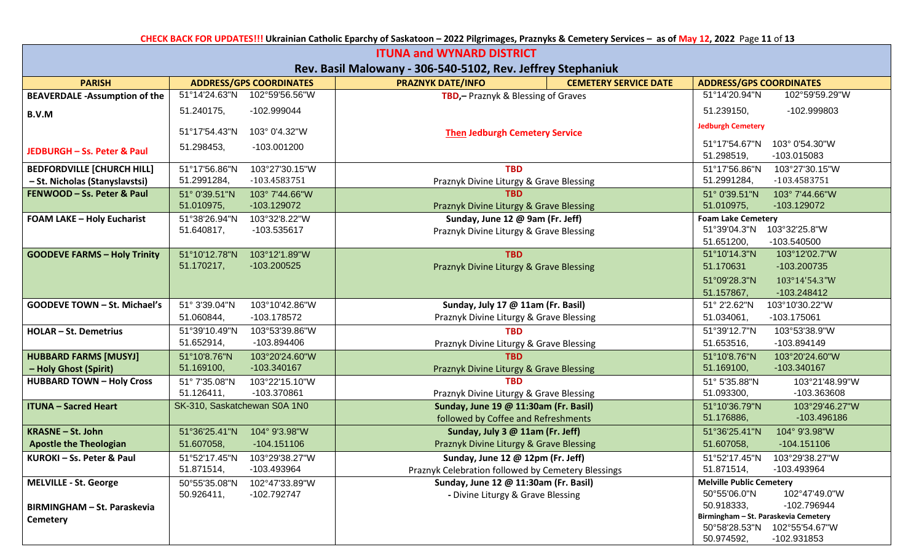CHECK BACK FOR UPDATES!!! Ukrainian Catholic Eparchy of Saskatoon – 2022 Pilgrimages, Praznyks & Cemetery Services – as of May 12, 2022

## ITUNA and WYNARD DISTRICT

### Rev. Basil Malowany - 306-540-5102, Rev. Jeffrey Stephaniuk

| PARISH | ADDRESS/GPS COORDINATES | PRAZNYK DATE/INFO | CEMETERY SERVICE DATE | ADDRESS/GPS COORDINATES |
|---|---|---|---|---|
| BEAVERDALE -Assumption of the B.V.M | 51°14'24.63"N 102°59'56.56"W<br>51.240175, -102.999044 | TBD,– Praznyk & Blessing of Graves | | 51°14'20.94"N 102°59'59.29"W<br>51.239150, -102.999803 |
| JEDBURGH – Ss. Peter & Paul | 51°17'54.43"N 103° 0'4.32"W<br>51.298453, -103.001200 | Then Jedburgh Cemetery Service | | Jedburgh Cemetery<br>51°17'54.67"N 103° 0'54.30"W<br>51.298519, -103.015083 |
| BEDFORDVILLE [CHURCH HILL] – St. Nicholas (Stanyslavstsi) | 51°17'56.86"N 103°27'30.15"W<br>51.2991284, -103.4583751 | TBD<br>Praznyk Divine Liturgy & Grave Blessing | | 51°17'56.86"N 103°27'30.15"W<br>51.2991284, -103.4583751 |
| FENWOOD – Ss. Peter & Paul | 51° 0'39.51"N 103° 7'44.66"W<br>51.010975, -103.129072 | TBD<br>Praznyk Divine Liturgy & Grave Blessing | | 51° 0'39.51"N 103° 7'44.66"W<br>51.010975, -103.129072 |
| FOAM LAKE – Holy Eucharist | 51°38'26.94"N 103°32'8.22"W<br>51.640817, -103.535617 | Sunday, June 12 @ 9am (Fr. Jeff)<br>Praznyk Divine Liturgy & Grave Blessing | | Foam Lake Cemetery<br>51°39'04.3"N 103°32'25.8"W<br>51.651200, -103.540500 |
| GOODEVE FARMS – Holy Trinity | 51°10'12.78"N 103°12'1.89"W<br>51.170217, -103.200525 | TBD<br>Praznyk Divine Liturgy & Grave Blessing | | 51°10'14.3"N 103°12'02.7"W<br>51.170631 -103.200735<br>51°09'28.3"N 103°14'54.3"W<br>51.157867, -103.248412 |
| GOODEVE TOWN – St. Michael's | 51° 3'39.04"N 103°10'42.86"W<br>51.060844, -103.178572 | Sunday, July 17 @ 11am (Fr. Basil)<br>Praznyk Divine Liturgy & Grave Blessing | | 51° 2'2.62"N 103°10'30.22"W<br>51.034061, -103.175061 |
| HOLAR – St. Demetrius | 51°39'10.49"N 103°53'39.86"W<br>51.652914, -103.894406 | TBD<br>Praznyk Divine Liturgy & Grave Blessing | | 51°39'12.7"N 103°53'38.9"W<br>51.653516, -103.894149 |
| HUBBARD FARMS [MUSYJ] – Holy Ghost (Spirit) | 51°10'8.76"N 103°20'24.60"W<br>51.169100, -103.340167 | TBD<br>Praznyk Divine Liturgy & Grave Blessing | | 51°10'8.76"N 103°20'24.60"W<br>51.169100, -103.340167 |
| HUBBARD TOWN – Holy Cross | 51° 7'35.08"N 103°22'15.10"W<br>51.126411, -103.370861 | TBD<br>Praznyk Divine Liturgy & Grave Blessing | | 51° 5'35.88"N 103°21'48.99"W<br>51.093300, -103.363608 |
| ITUNA – Sacred Heart | SK-310, Saskatchewan S0A 1N0 | Sunday, June 19 @ 11:30am (Fr. Basil)<br>followed by Coffee and Refreshments | | 51°10'36.79"N 103°29'46.27"W<br>51.176886, -103.496186 |
| KRASNE – St. John Apostle the Theologian | 51°36'25.41"N 104° 9'3.98"W<br>51.607058, -104.151106 | Sunday, July 3 @ 11am (Fr. Jeff)<br>Praznyk Divine Liturgy & Grave Blessing | | 51°36'25.41"N 104° 9'3.98"W<br>51.607058, -104.151106 |
| KUROKI – Ss. Peter & Paul | 51°52'17.45"N 103°29'38.27"W<br>51.871514, -103.493964 | Sunday, June 12 @ 12pm (Fr. Jeff)<br>Praznyk Celebration followed by Cemetery Blessings | | 51°52'17.45"N 103°29'38.27"W<br>51.871514, -103.493964 |
| MELVILLE - St. George<br><br>BIRMINGHAM – St. Paraskevia Cemetery | 50°55'35.08"N 102°47'33.89"W<br>50.926411, -102.792747 | Sunday, June 12 @ 11:30am (Fr. Basil)<br>- Divine Liturgy & Grave Blessing | | Melville Public Cemetery<br>50°55'06.0"N 102°47'49.0"W<br>50.918333, -102.796944<br>Birmingham – St. Paraskevia Cemetery<br>50°58'28.53"N 102°55'54.67"W<br>50.974592, -102.931853 |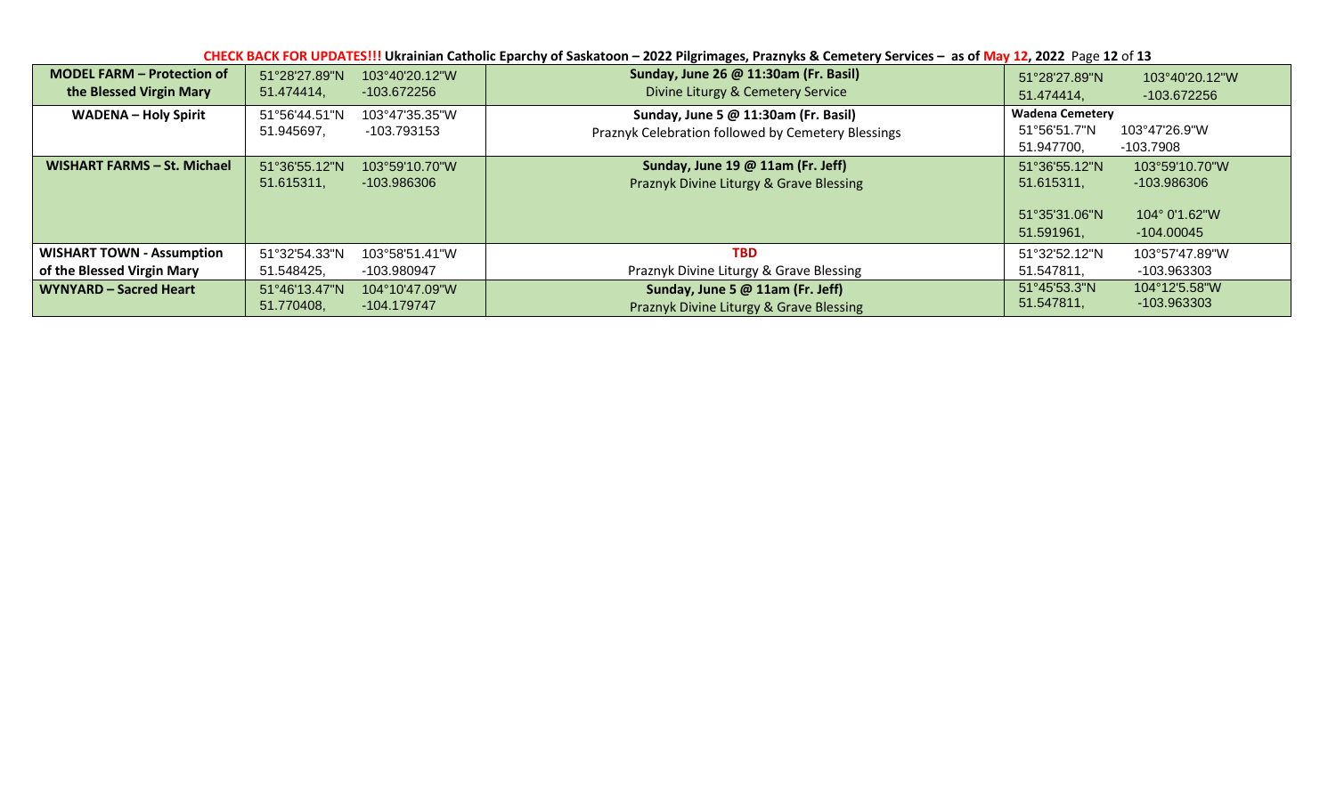**CHECK BACK FOR UPDATES!!! Ukrainian Catholic Eparchy of Saskatoon – 2022 Pilgrimages, Praznyks & Cemetery Services – as of May 12, 2022**

| | | | | | |
|---|---|---|---|---|---|
| **MODEL FARM – Protection of the Blessed Virgin Mary** | 51°28'27.89"N 51.474414, | 103°40'20.12"W -103.672256 | **Sunday, June 26 @ 11:30am (Fr. Basil)** Divine Liturgy & Cemetery Service | 51°28'27.89"N 51.474414, | 103°40'20.12"W -103.672256 |
| **WADENA – Holy Spirit** | 51°56'44.51"N 51.945697, | 103°47'35.35"W -103.793153 | **Sunday, June 5 @ 11:30am (Fr. Basil)** Praznyk Celebration followed by Cemetery Blessings | **Wadena Cemetery** 51°56'51.7"N 51.947700, | 103°47'26.9"W -103.7908 |
| **WISHART FARMS – St. Michael** | 51°36'55.12"N 51.615311, | 103°59'10.70"W -103.986306 | **Sunday, June 19 @ 11am (Fr. Jeff)** Praznyk Divine Liturgy & Grave Blessing | 51°36'55.12"N 51.615311, 51°35'31.06"N 51.591961, | 103°59'10.70"W -103.986306 104° 0'1.62"W -104.00045 |
| **WISHART TOWN - Assumption of the Blessed Virgin Mary** | 51°32'54.33"N 51.548425, | 103°58'51.41"W -103.980947 | **TBD** Praznyk Divine Liturgy & Grave Blessing | 51°32'52.12"N 51.547811, | 103°57'47.89"W -103.963303 |
| **WYNYARD – Sacred Heart** | 51°46'13.47"N 51.770408, | 104°10'47.09"W -104.179747 | **Sunday, June 5 @ 11am (Fr. Jeff)** Praznyk Divine Liturgy & Grave Blessing | 51°45'53.3"N 51.547811, | 104°12'5.58"W -103.963303 |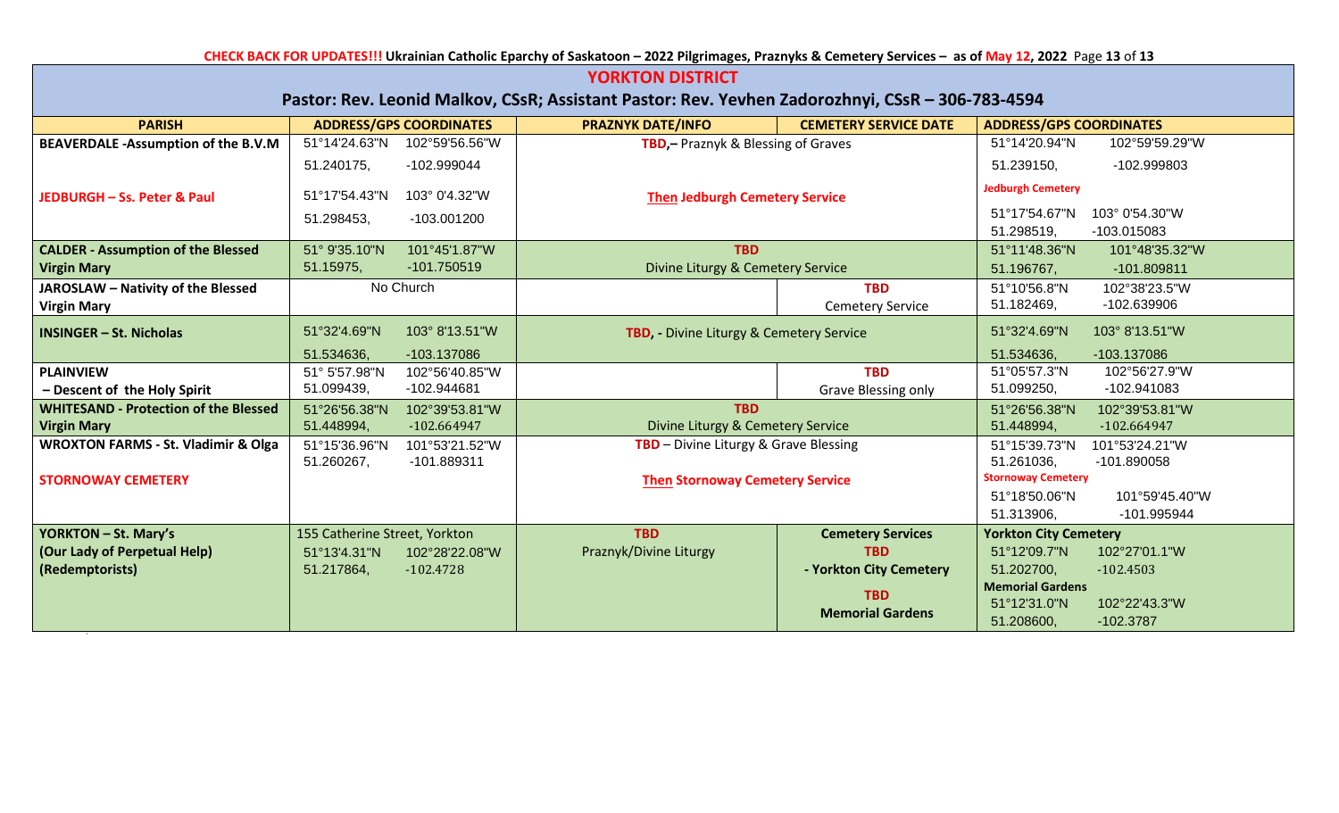CHECK BACK FOR UPDATES!!! Ukrainian Catholic Eparchy of Saskatoon – 2022 Pilgrimages, Praznyks & Cemetery Services – as of May 12, 2022

## YORKTON DISTRICT

### Pastor: Rev. Leonid Malkov, CSsR; Assistant Pastor: Rev. Yevhen Zadorozhnyi, CSsR – 306-783-4594

| PARISH | ADDRESS/GPS COORDINATES | PRAZNYK DATE/INFO | CEMETERY SERVICE DATE | ADDRESS/GPS COORDINATES |
|---|---|---|---|---|
| BEAVERDALE -Assumption of the B.V.M | 51°14'24.63"N 102°59'56.56"W<br>51.240175, -102.999044 | TBD,– Praznyk & Blessing of Graves | | 51°14'20.94"N 102°59'59.29"W<br>51.239150, -102.999803 |
| JEDBURGH – Ss. Peter & Paul | 51°17'54.43"N 103° 0'4.32"W<br>51.298453, -103.001200 | Then Jedburgh Cemetery Service | | Jedburgh Cemetery<br>51°17'54.67"N 103° 0'54.30"W<br>51.298519, -103.015083 |
| CALDER - Assumption of the Blessed Virgin Mary | 51° 9'35.10"N 101°45'1.87"W<br>51.15975, -101.750519 | TBD<br>Divine Liturgy & Cemetery Service | | 51°11'48.36"N 101°48'35.32"W<br>51.196767, -101.809811 |
| JAROSLAW – Nativity of the Blessed Virgin Mary | No Church | | TBD<br>Cemetery Service | 51°10'56.8"N 102°38'23.5"W<br>51.182469, -102.639906 |
| INSINGER – St. Nicholas | 51°32'4.69"N 103° 8'13.51"W<br>51.534636, -103.137086 | TBD, - Divine Liturgy & Cemetery Service | | 51°32'4.69"N 103° 8'13.51"W<br>51.534636, -103.137086 |
| PLAINVIEW – Descent of the Holy Spirit | 51° 5'57.98"N 102°56'40.85"W<br>51.099439, -102.944681 | | TBD<br>Grave Blessing only | 51°05'57.3"N 102°56'27.9"W<br>51.099250, -102.941083 |
| WHITESAND - Protection of the Blessed Virgin Mary | 51°26'56.38"N 102°39'53.81"W<br>51.448994, -102.664947 | TBD<br>Divine Liturgy & Cemetery Service | | 51°26'56.38"N 102°39'53.81"W<br>51.448994, -102.664947 |
| WROXTON FARMS - St. Vladimir & Olga | 51°15'36.96"N 101°53'21.52"W<br>51.260267, -101.889311 | TBD – Divine Liturgy & Grave Blessing | | 51°15'39.73"N 101°53'24.21"W<br>51.261036, -101.890058 |
| STORNOWAY CEMETERY | | Then Stornoway Cemetery Service | | Stornoway Cemetery<br>51°18'50.06"N 101°59'45.40"W<br>51.313906, -101.995944 |
| YORKTON – St. Mary's (Our Lady of Perpetual Help) (Redemptorists) | 155 Catherine Street, Yorkton<br>51°13'4.31"N 102°28'22.08"W<br>51.217864, -102.4728 | TBD<br>Praznyk/Divine Liturgy | Cemetery Services<br>TBD<br>- Yorkton City Cemetery<br>TBD<br>Memorial Gardens | Yorkton City Cemetery<br>51°12'09.7"N 102°27'01.1"W<br>51.202700, -102.4503<br>Memorial Gardens<br>51°12'31.0"N 102°22'43.3"W<br>51.208600, -102.3787 |